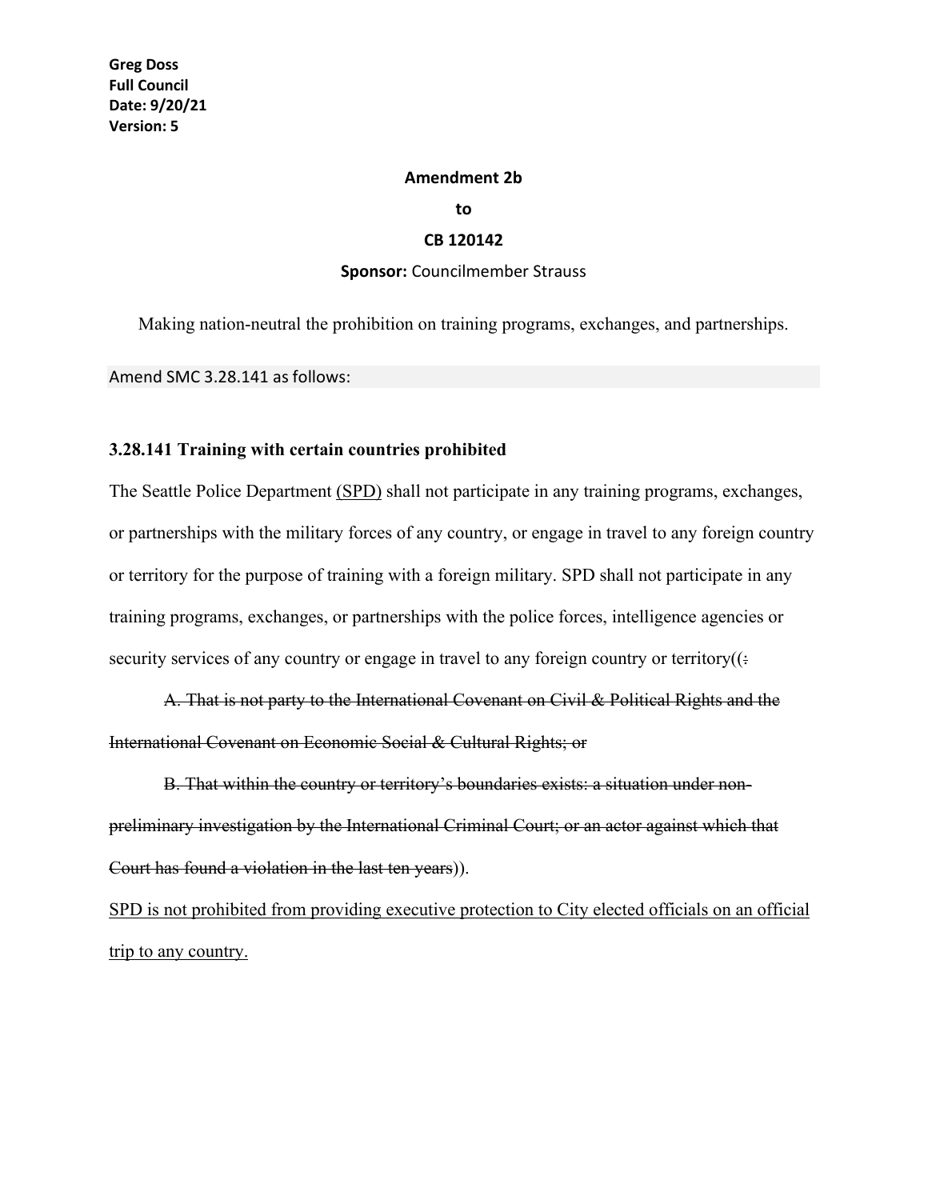**Greg Doss**
**Full Council**
**Date: 9/20/21**
**Version: 5**

**Amendment 2b**

**to**

**CB 120142**

**Sponsor:** Councilmember Strauss

Making nation-neutral the prohibition on training programs, exchanges, and partnerships.

Amend SMC 3.28.141 as follows:

**3.28.141 Training with certain countries prohibited**

The Seattle Police Department <u>(SPD)</u> shall not participate in any training programs, exchanges, or partnerships with the military forces of any country, or engage in travel to any foreign country or territory for the purpose of training with a foreign military. SPD shall not participate in any training programs, exchanges, or partnerships with the police forces, intelligence agencies or security services of any country or engage in travel to any foreign country or territory((~~:~~

~~A. That is not party to the International Covenant on Civil & Political Rights and the International Covenant on Economic Social & Cultural Rights; or~~

~~B. That within the country or territory's boundaries exists: a situation under non-preliminary investigation by the International Criminal Court; or an actor against which that Court has found a violation in the last ten years~~)).

<u>SPD is not prohibited from providing executive protection to City elected officials on an official trip to any country.</u>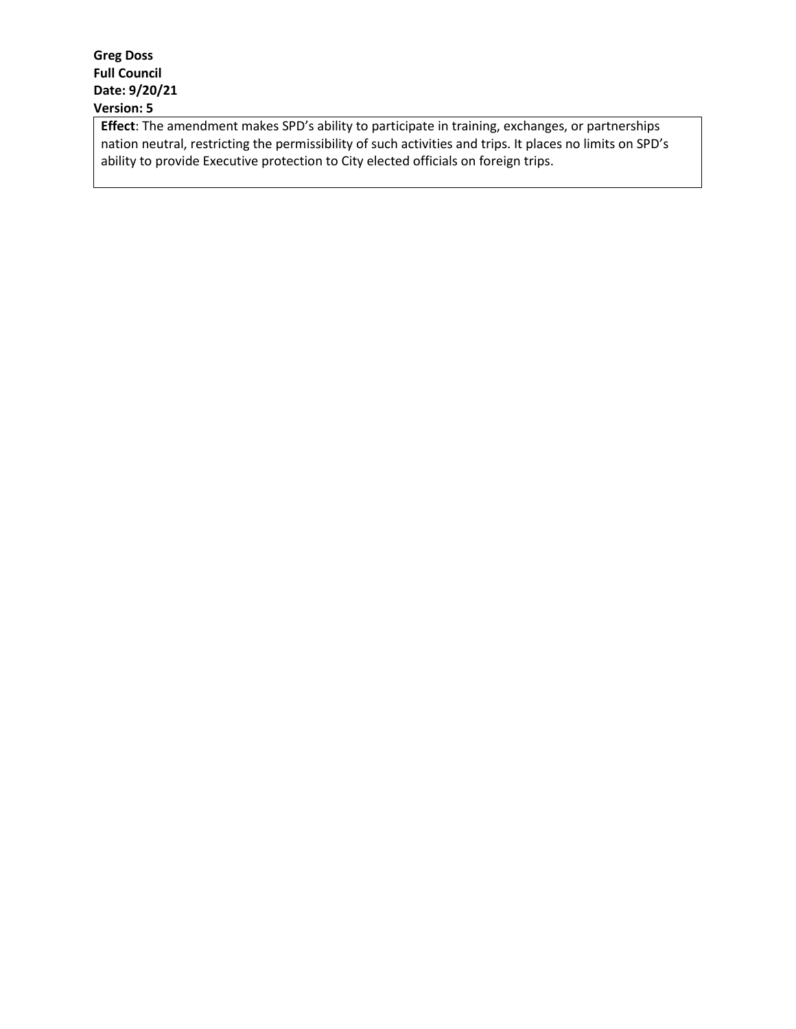**Greg Doss**
**Full Council**
**Date: 9/20/21**
**Version: 5**

**Effect**: The amendment makes SPD's ability to participate in training, exchanges, or partnerships nation neutral, restricting the permissibility of such activities and trips. It places no limits on SPD's ability to provide Executive protection to City elected officials on foreign trips.